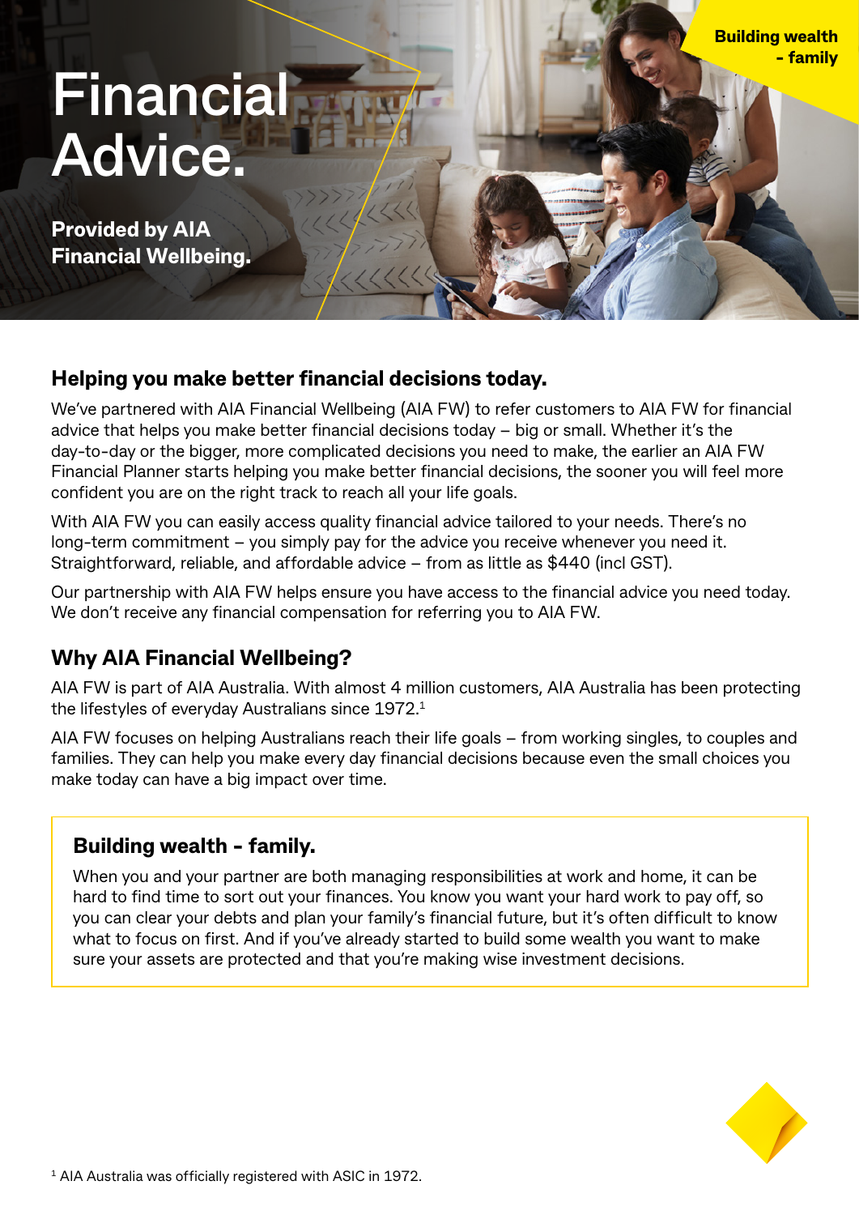Building wealth - family

# Financial Advice.

**Provided by AIA Financial Wellbeing.**

## Helping you make better financial decisions today.

We've partnered with AIA Financial Wellbeing (AIA FW) to refer customers to AIA FW for financial advice that helps you make better financial decisions today – big or small. Whether it's the day-to-day or the bigger, more complicated decisions you need to make, the earlier an AIA FW Financial Planner starts helping you make better financial decisions, the sooner you will feel more confident you are on the right track to reach all your life goals.

With AIA FW you can easily access quality financial advice tailored to your needs. There's no long-term commitment – you simply pay for the advice you receive whenever you need it. Straightforward, reliable, and affordable advice – from as little as $440 (incl GST).

Our partnership with AIA FW helps ensure you have access to the financial advice you need today. We don't receive any financial compensation for referring you to AIA FW.

## Why AIA Financial Wellbeing?

AIA FW is part of AIA Australia. With almost 4 million customers, AIA Australia has been protecting the lifestyles of everyday Australians since 1972.[1]

AIA FW focuses on helping Australians reach their life goals – from working singles, to couples and families. They can help you make every day financial decisions because even the small choices you make today can have a big impact over time.

### Building wealth - family.

When you and your partner are both managing responsibilities at work and home, it can be hard to find time to sort out your finances. You know you want your hard work to pay off, so you can clear your debts and plan your family's financial future, but it's often difficult to know what to focus on first. And if you've already started to build some wealth you want to make sure your assets are protected and that you're making wise investment decisions.

[1] AIA Australia was officially registered with ASIC in 1972.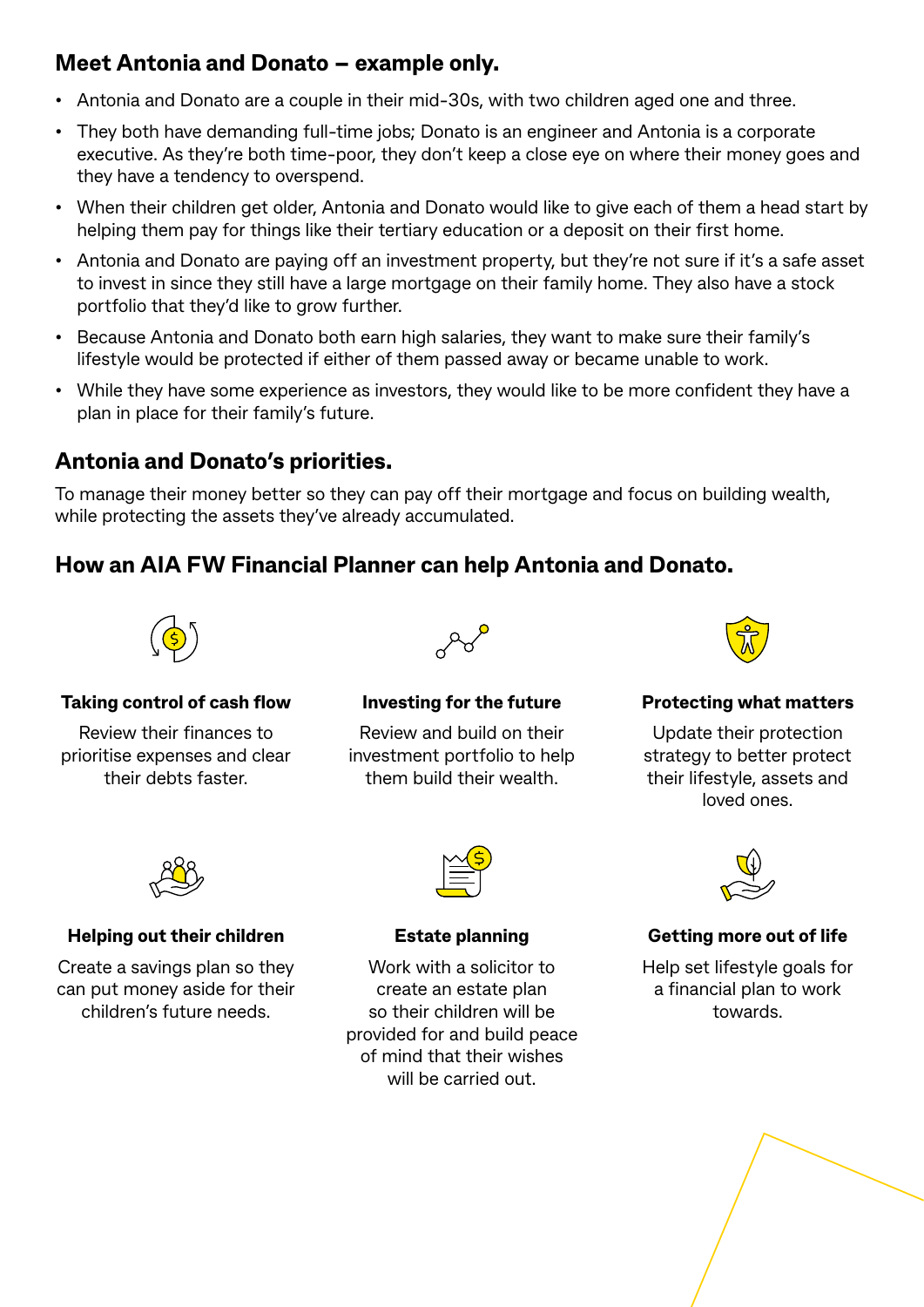## Meet Antonia and Donato – example only.

- Antonia and Donato are a couple in their mid-30s, with two children aged one and three.
- They both have demanding full-time jobs; Donato is an engineer and Antonia is a corporate executive. As they're both time-poor, they don't keep a close eye on where their money goes and they have a tendency to overspend.
- When their children get older, Antonia and Donato would like to give each of them a head start by helping them pay for things like their tertiary education or a deposit on their first home.
- Antonia and Donato are paying off an investment property, but they're not sure if it's a safe asset to invest in since they still have a large mortgage on their family home. They also have a stock portfolio that they'd like to grow further.
- Because Antonia and Donato both earn high salaries, they want to make sure their family's lifestyle would be protected if either of them passed away or became unable to work.
- While they have some experience as investors, they would like to be more confident they have a plan in place for their family's future.

## Antonia and Donato's priorities.

To manage their money better so they can pay off their mortgage and focus on building wealth, while protecting the assets they've already accumulated.

## How an AIA FW Financial Planner can help Antonia and Donato.

**Taking control of cash flow**

Review their finances to prioritise expenses and clear their debts faster.

**Investing for the future**

Review and build on their investment portfolio to help them build their wealth.

**Protecting what matters**

Update their protection strategy to better protect their lifestyle, assets and loved ones.

**Helping out their children**

Create a savings plan so they can put money aside for their children's future needs.

**Estate planning**

Work with a solicitor to create an estate plan so their children will be provided for and build peace of mind that their wishes will be carried out.

**Getting more out of life**

Help set lifestyle goals for a financial plan to work towards.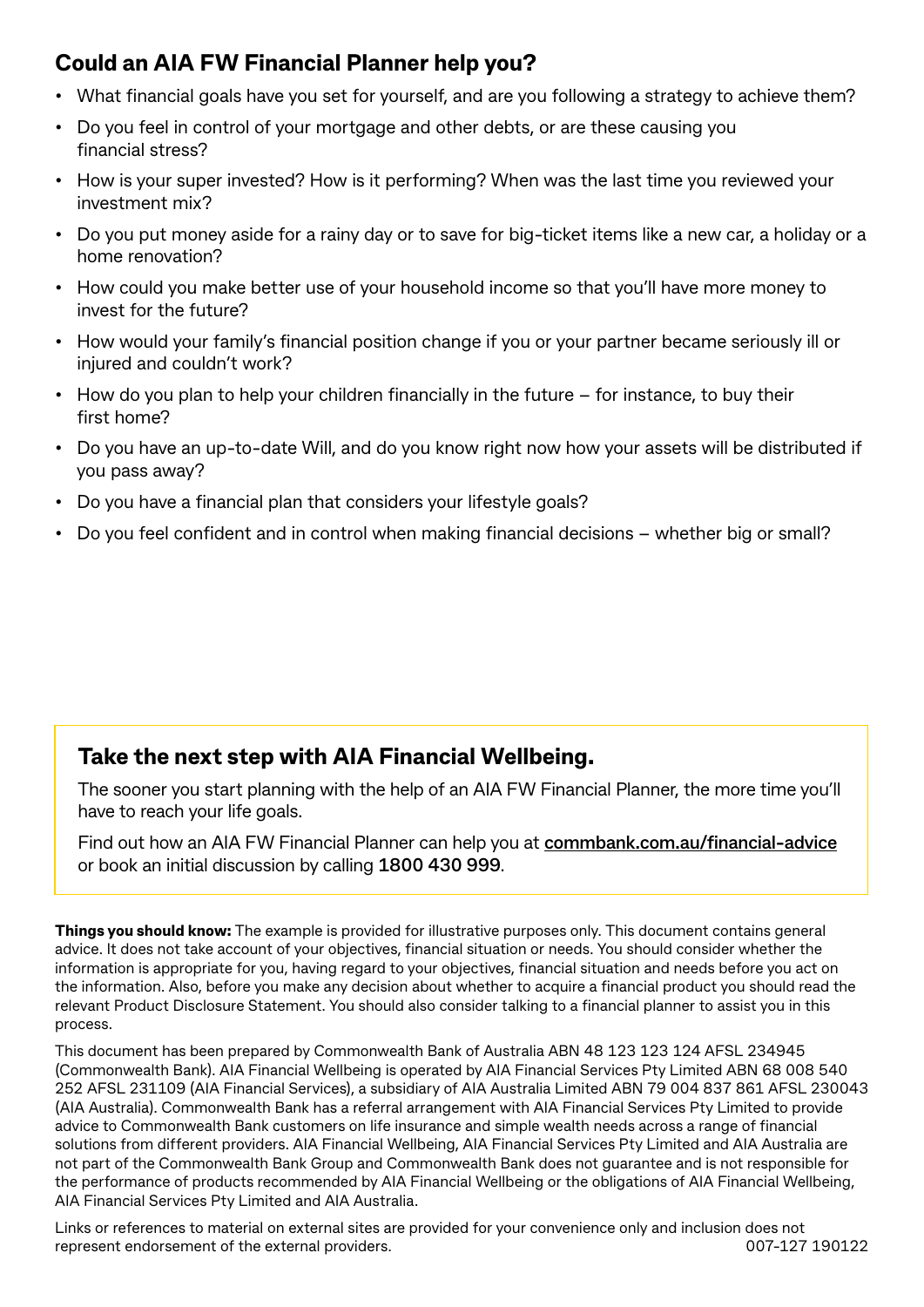## Could an AIA FW Financial Planner help you?

- What financial goals have you set for yourself, and are you following a strategy to achieve them?
- Do you feel in control of your mortgage and other debts, or are these causing you financial stress?
- How is your super invested? How is it performing? When was the last time you reviewed your investment mix?
- Do you put money aside for a rainy day or to save for big-ticket items like a new car, a holiday or a home renovation?
- How could you make better use of your household income so that you'll have more money to invest for the future?
- How would your family's financial position change if you or your partner became seriously ill or injured and couldn't work?
- How do you plan to help your children financially in the future – for instance, to buy their first home?
- Do you have an up-to-date Will, and do you know right now how your assets will be distributed if you pass away?
- Do you have a financial plan that considers your lifestyle goals?
- Do you feel confident and in control when making financial decisions – whether big or small?

### Take the next step with AIA Financial Wellbeing.

The sooner you start planning with the help of an AIA FW Financial Planner, the more time you'll have to reach your life goals.

Find out how an AIA FW Financial Planner can help you at commbank.com.au/financial-advice or book an initial discussion by calling **1800 430 999**.

**Things you should know:** The example is provided for illustrative purposes only. This document contains general advice. It does not take account of your objectives, financial situation or needs. You should consider whether the information is appropriate for you, having regard to your objectives, financial situation and needs before you act on the information. Also, before you make any decision about whether to acquire a financial product you should read the relevant Product Disclosure Statement. You should also consider talking to a financial planner to assist you in this process.

This document has been prepared by Commonwealth Bank of Australia ABN 48 123 123 124 AFSL 234945 (Commonwealth Bank). AIA Financial Wellbeing is operated by AIA Financial Services Pty Limited ABN 68 008 540 252 AFSL 231109 (AIA Financial Services), a subsidiary of AIA Australia Limited ABN 79 004 837 861 AFSL 230043 (AIA Australia). Commonwealth Bank has a referral arrangement with AIA Financial Services Pty Limited to provide advice to Commonwealth Bank customers on life insurance and simple wealth needs across a range of financial solutions from different providers. AIA Financial Wellbeing, AIA Financial Services Pty Limited and AIA Australia are not part of the Commonwealth Bank Group and Commonwealth Bank does not guarantee and is not responsible for the performance of products recommended by AIA Financial Wellbeing or the obligations of AIA Financial Wellbeing, AIA Financial Services Pty Limited and AIA Australia.

Links or references to material on external sites are provided for your convenience only and inclusion does not represent endorsement of the external providers.

007-127 190122